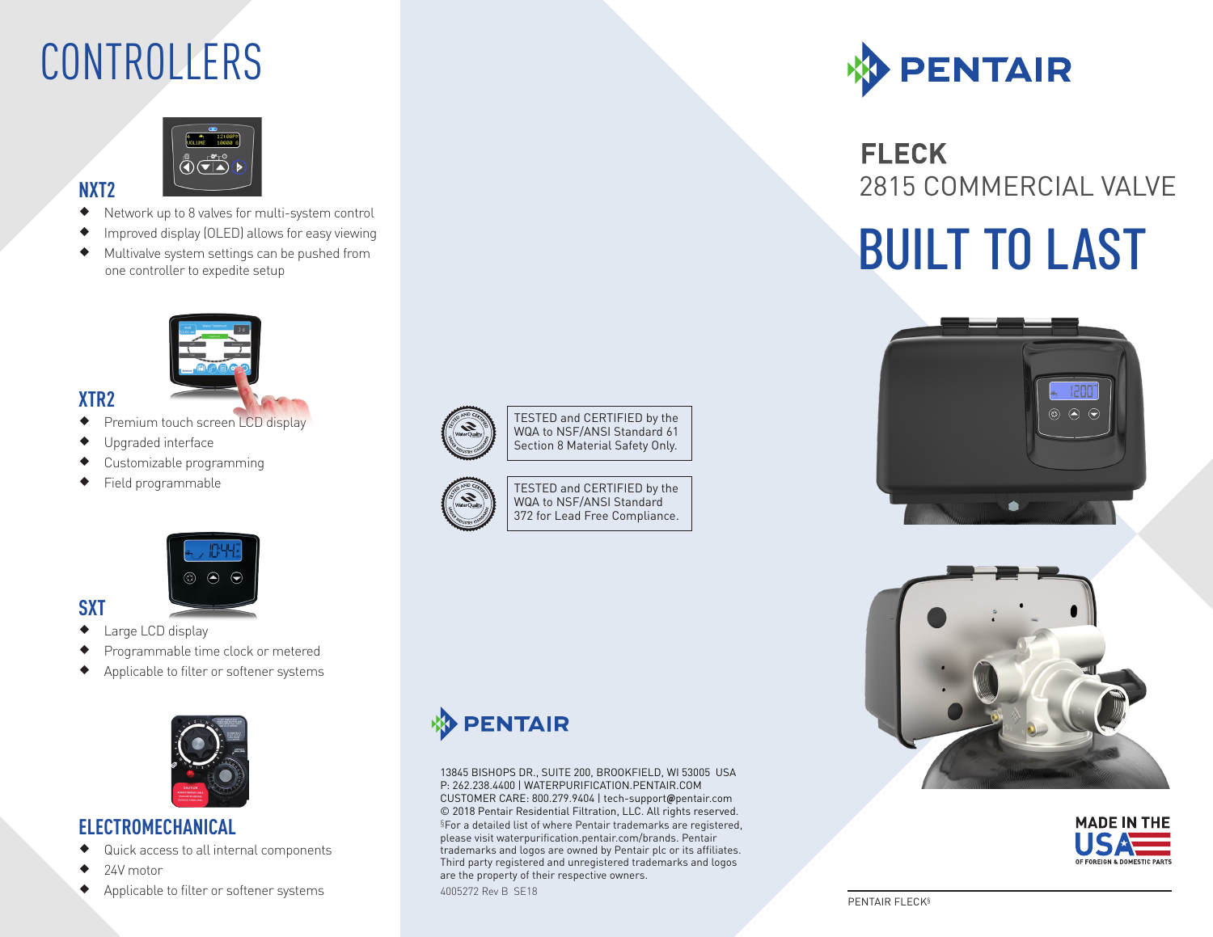# CONTROLLERS

## NXT2

- Network up to 8 valves for multi-system control
- Improved display (OLED) allows for easy viewing
- Multivalve system settings can be pushed from one controller to expedite setup

## XTR2

- Premium touch screen LCD display
- Upgraded interface
- Customizable programming
- Field programmable

## SXT

- Large LCD display
- Programmable time clock or metered
- Applicable to filter or softener systems

## ELECTROMECHANICAL

- Quick access to all internal components
- 24V motor
- Applicable to filter or softener systems

TESTED and CERTIFIED by the WQA to NSF/ANSI Standard 61 Section 8 Material Safety Only.

TESTED and CERTIFIED by the WQA to NSF/ANSI Standard 372 for Lead Free Compliance.

PENTAIR

13845 BISHOPS DR., SUITE 200, BROOKFIELD, WI 53005 USA
P: 262.238.4400 | WATERPURIFICATION.PENTAIR.COM
CUSTOMER CARE: 800.279.9404 | tech-support@pentair.com
© 2018 Pentair Residential Filtration, LLC. All rights reserved.
§For a detailed list of where Pentair trademarks are registered, please visit waterpurification.pentair.com/brands. Pentair trademarks and logos are owned by Pentair plc or its affiliates. Third party registered and unregistered trademarks and logos are the property of their respective owners.
4005272 Rev B SE18

PENTAIR

# FLECK
## 2815 COMMERCIAL VALVE

# BUILT TO LAST

MADE IN THE USA OF FOREIGN & DOMESTIC PARTS

PENTAIR FLECK§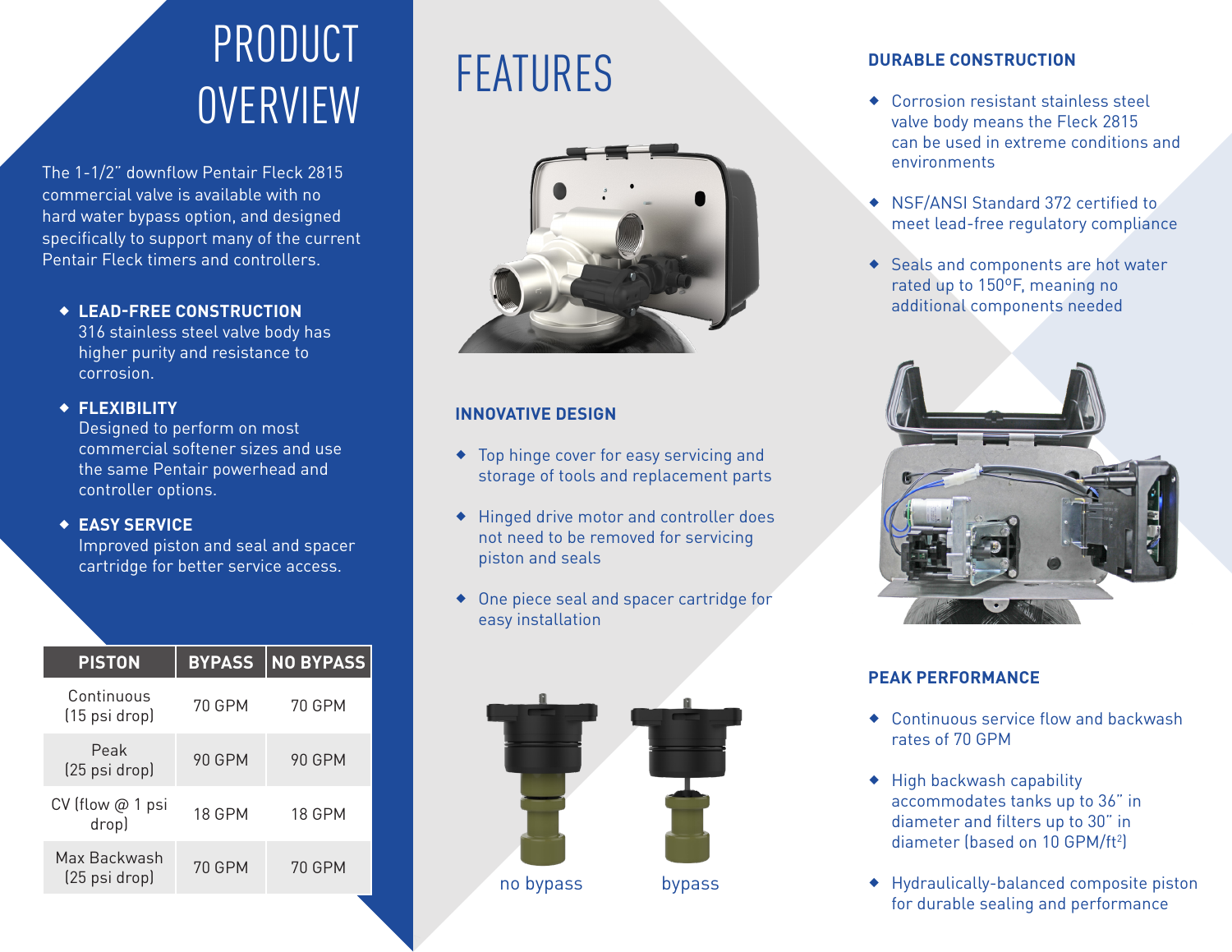# PRODUCT OVERVIEW

The 1-1/2" downflow Pentair Fleck 2815 commercial valve is available with no hard water bypass option, and designed specifically to support many of the current Pentair Fleck timers and controllers.

- **LEAD-FREE CONSTRUCTION**
  316 stainless steel valve body has higher purity and resistance to corrosion.
- **FLEXIBILITY**
  Designed to perform on most commercial softener sizes and use the same Pentair powerhead and controller options.
- **EASY SERVICE**
  Improved piston and seal and spacer cartridge for better service access.

| PISTON | BYPASS | NO BYPASS |
|---|---|---|
| Continuous (15 psi drop) | 70 GPM | 70 GPM |
| Peak (25 psi drop) | 90 GPM | 90 GPM |
| CV (flow @ 1 psi drop) | 18 GPM | 18 GPM |
| Max Backwash (25 psi drop) | 70 GPM | 70 GPM |

# FEATURES

### INNOVATIVE DESIGN

- Top hinge cover for easy servicing and storage of tools and replacement parts
- Hinged drive motor and controller does not need to be removed for servicing piston and seals
- One piece seal and spacer cartridge for easy installation

no bypass

bypass

### DURABLE CONSTRUCTION

- Corrosion resistant stainless steel valve body means the Fleck 2815 can be used in extreme conditions and environments
- NSF/ANSI Standard 372 certified to meet lead-free regulatory compliance
- Seals and components are hot water rated up to 150ºF, meaning no additional components needed

### PEAK PERFORMANCE

- Continuous service flow and backwash rates of 70 GPM
- High backwash capability accommodates tanks up to 36" in diameter and filters up to 30" in diameter (based on 10 GPM/$ft^2$)
- Hydraulically-balanced composite piston for durable sealing and performance